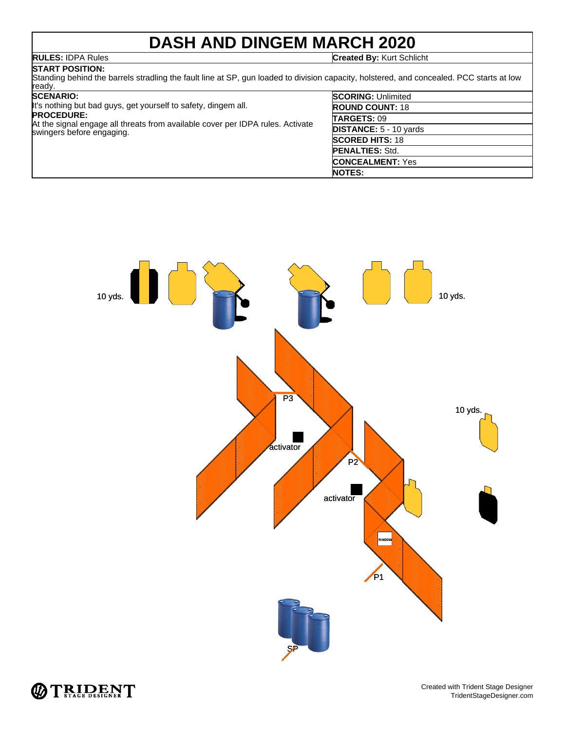# DASH AND DINGEM MARCH 2020

**RULES:** IDPA Rules

**Created By:** Kurt Schlicht

**START POSITION:**
Standing behind the barrels stradling the fault line at SP, gun loaded to division capacity, holstered, and concealed. PCC starts at low ready.

**SCENARIO:**
It's nothing but bad guys, get yourself to safety, dingem all.

**PROCEDURE:**
At the signal engage all threats from available cover per IDPA rules. Activate swingers before engaging.

| | |
|---|---|
| **SCORING:** | Unlimited |
| **ROUND COUNT:** | 18 |
| **TARGETS:** | 09 |
| **DISTANCE:** | 5 - 10 yards |
| **SCORED HITS:** | 18 |
| **PENALTIES:** | Std. |
| **CONCEALMENT:** | Yes |
| **NOTES:** | |

10 yds. 10 yds. 10 yds.

P3 activator P2 activator WINDOW P1 SP

Created with Trident Stage Designer
TridentStageDesigner.com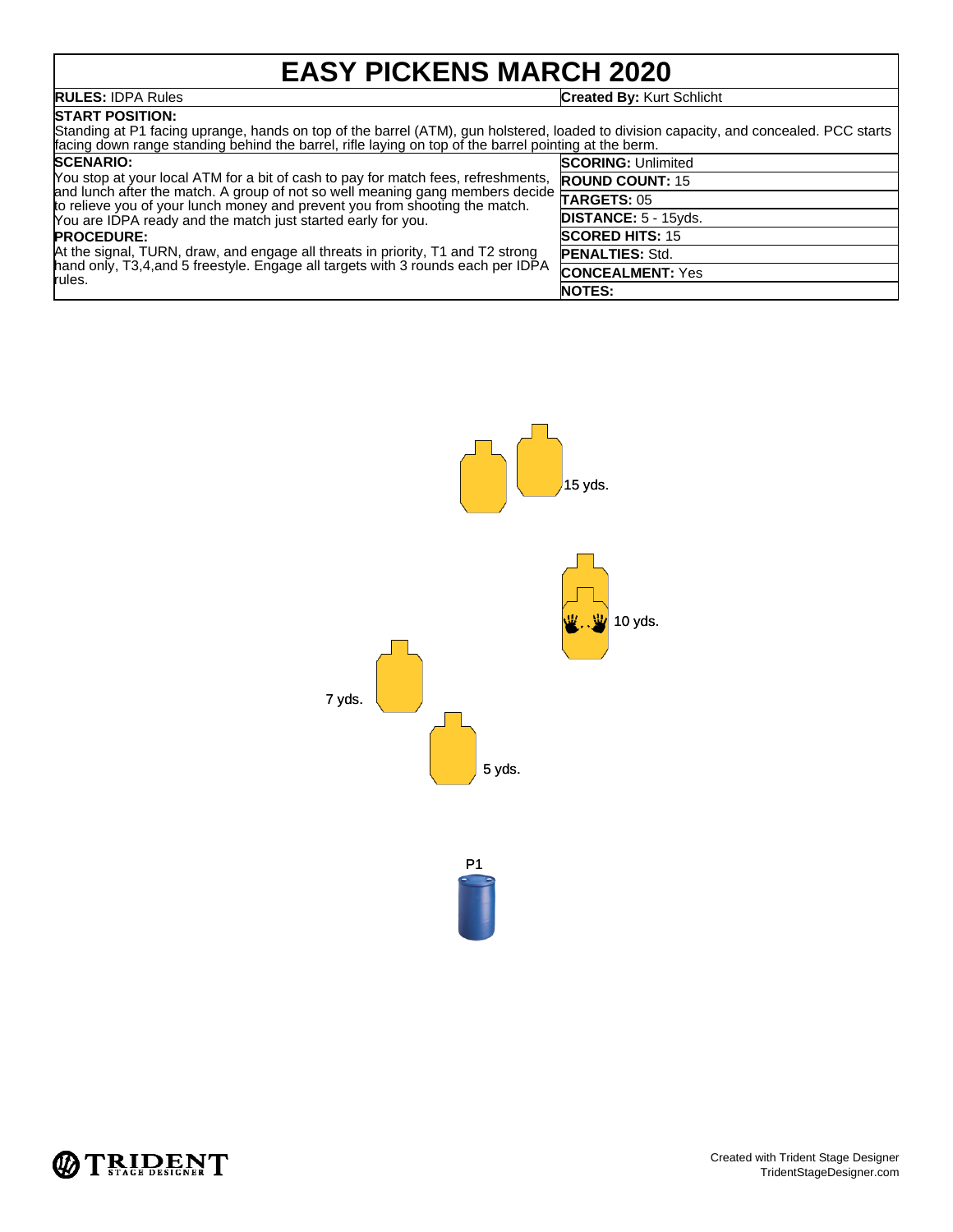# EASY PICKENS MARCH 2020

**RULES:** IDPA Rules

**Created By:** Kurt Schlicht

**START POSITION:**
Standing at P1 facing uprange, hands on top of the barrel (ATM), gun holstered, loaded to division capacity, and concealed. PCC starts facing down range standing behind the barrel, rifle laying on top of the barrel pointing at the berm.

**SCENARIO:**
You stop at your local ATM for a bit of cash to pay for match fees, refreshments, and lunch after the match. A group of not so well meaning gang members decide to relieve you of your lunch money and prevent you from shooting the match. You are IDPA ready and the match just started early for you.

**PROCEDURE:**
At the signal, TURN, draw, and engage all threats in priority, T1 and T2 strong hand only, T3,4,and 5 freestyle. Engage all targets with 3 rounds each per IDPA rules.

**SCORING:** Unlimited

**ROUND COUNT:** 15

**TARGETS:** 05

**DISTANCE:** 5 - 15yds.

**SCORED HITS:** 15

**PENALTIES:** Std.

**CONCEALMENT:** Yes

**NOTES:**

15 yds.

10 yds.

7 yds.

5 yds.

P1

Created with Trident Stage Designer
TridentStageDesigner.com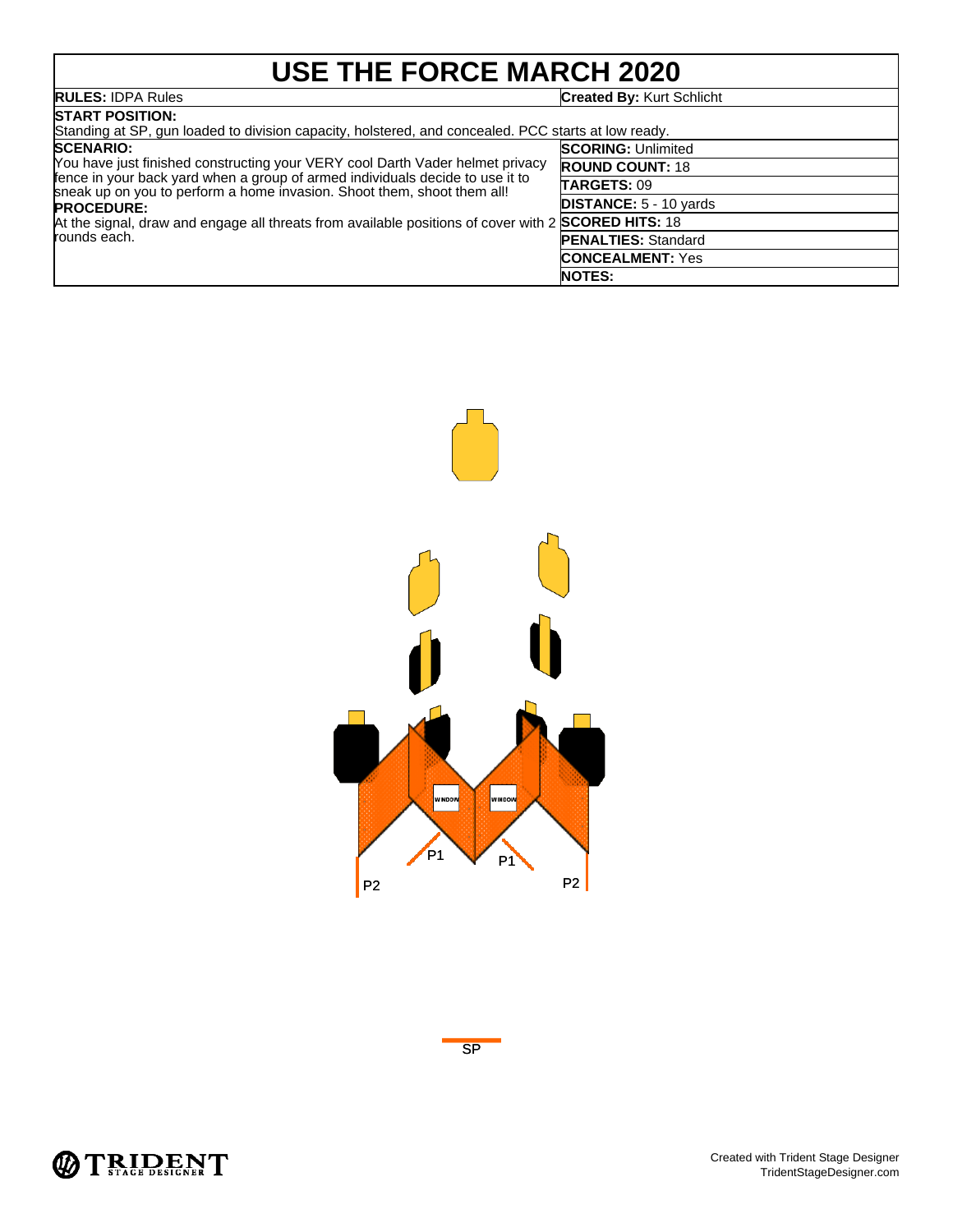# USE THE FORCE MARCH 2020

| **RULES:** IDPA Rules | **Created By:** Kurt Schlicht |
|---|---|

**START POSITION:**
Standing at SP, gun loaded to division capacity, holstered, and concealed. PCC starts at low ready.

**SCENARIO:**
You have just finished constructing your VERY cool Darth Vader helmet privacy fence in your back yard when a group of armed individuals decide to use it to sneak up on you to perform a home invasion. Shoot them, shoot them all!

**PROCEDURE:**
At the signal, draw and engage all threats from available positions of cover with 2 rounds each.

| | |
|---|---|
| **SCORING:** | Unlimited |
| **ROUND COUNT:** | 18 |
| **TARGETS:** | 09 |
| **DISTANCE:** | 5 - 10 yards |
| **SCORED HITS:** | 18 |
| **PENALTIES:** | Standard |
| **CONCEALMENT:** | Yes |
| **NOTES:** | |

WINDOW WINDOW

P1 P1

P2 P2

SP

Created with Trident Stage Designer
TridentStageDesigner.com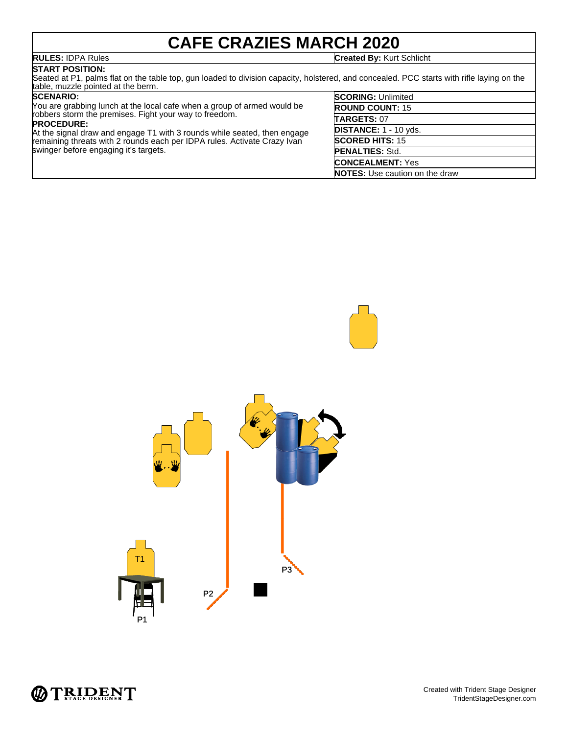# CAFE CRAZIES MARCH 2020

**RULES:** IDPA Rules

**Created By:** Kurt Schlicht

**START POSITION:**
Seated at P1, palms flat on the table top, gun loaded to division capacity, holstered, and concealed. PCC starts with rifle laying on the table, muzzle pointed at the berm.

**SCENARIO:**
You are grabbing lunch at the local cafe when a group of armed would be robbers storm the premises. Fight your way to freedom.

**PROCEDURE:**
At the signal draw and engage T1 with 3 rounds while seated, then engage remaining threats with 2 rounds each per IDPA rules. Activate Crazy Ivan swinger before engaging it's targets.

**SCORING:** Unlimited
**ROUND COUNT:** 15
**TARGETS:** 07
**DISTANCE:** 1 - 10 yds.
**SCORED HITS:** 15
**PENALTIES:** Std.
**CONCEALMENT:** Yes
**NOTES:** Use caution on the draw

T1

P1

P2

P3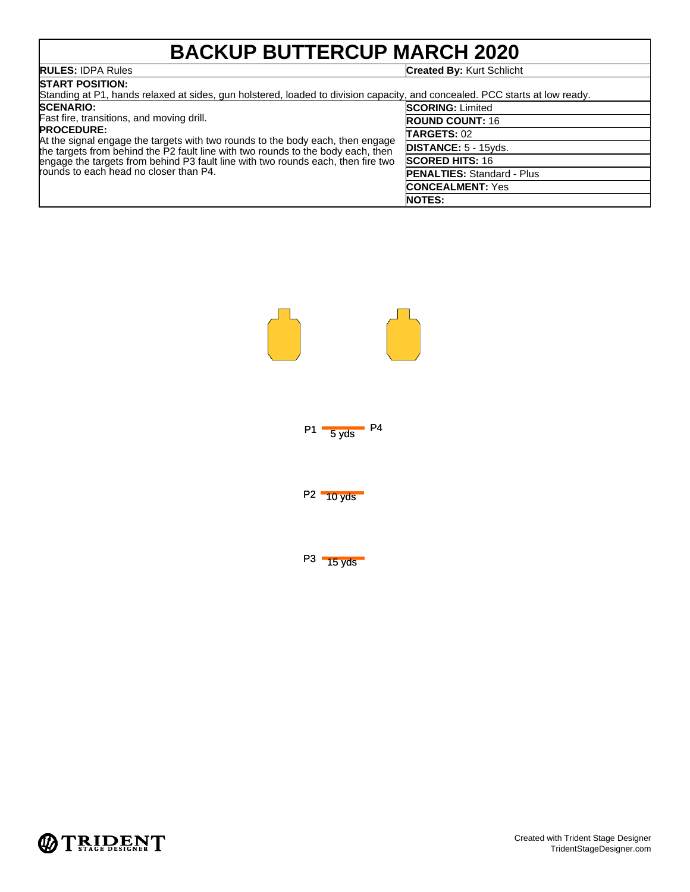# BACKUP BUTTERCUP MARCH 2020

**RULES:** IDPA Rules

**Created By:** Kurt Schlicht

**START POSITION:**
Standing at P1, hands relaxed at sides, gun holstered, loaded to division capacity, and concealed. PCC starts at low ready.

**SCENARIO:**
Fast fire, transitions, and moving drill.

**PROCEDURE:**
At the signal engage the targets with two rounds to the body each, then engage the targets from behind the P2 fault line with two rounds to the body each, then engage the targets from behind P3 fault line with two rounds each, then fire two rounds to each head no closer than P4.

**SCORING:** Limited
**ROUND COUNT:** 16
**TARGETS:** 02
**DISTANCE:** 5 - 15yds.
**SCORED HITS:** 16
**PENALTIES:** Standard - Plus
**CONCEALMENT:** Yes
**NOTES:**

P1 5 yds P4

P2 10 yds

P3 15 yds

Created with Trident Stage Designer
TridentStageDesigner.com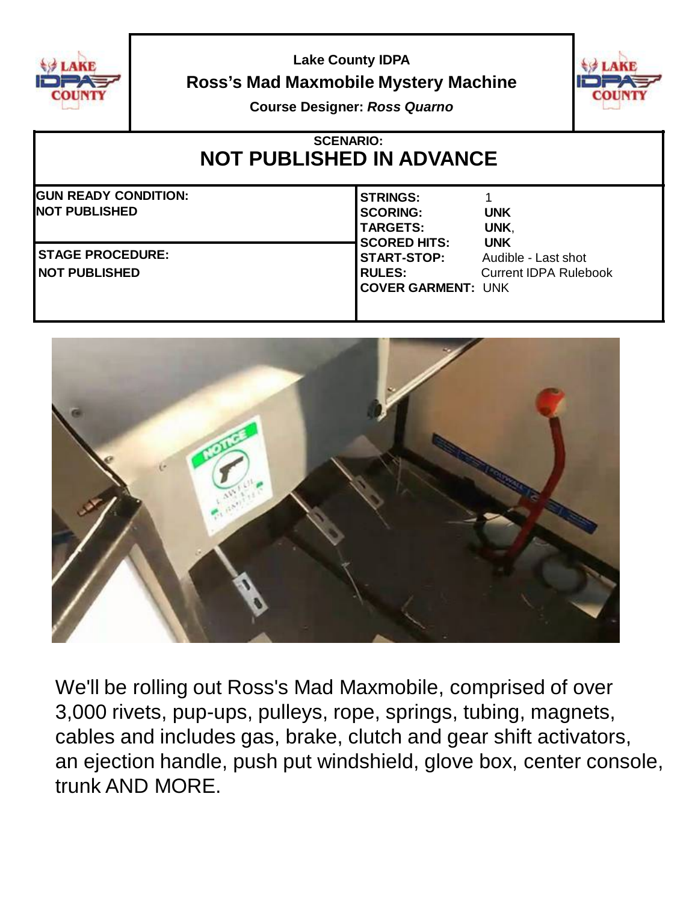**Lake County IDPA**

## Ross's Mad Maxmobile Mystery Machine

**Course Designer:** ***Ross Quarno***

**SCENARIO:**

## NOT PUBLISHED IN ADVANCE

**GUN READY CONDITION:**
**NOT PUBLISHED**

**STAGE PROCEDURE:**
**NOT PUBLISHED**

| | |
|---|---|
| **STRINGS:** | 1 |
| **SCORING:** | **UNK** |
| **TARGETS:** | **UNK**, |
| **SCORED HITS:** | **UNK** |
| **START-STOP:** | Audible - Last shot |
| **RULES:** | Current IDPA Rulebook |
| **COVER GARMENT:** | UNK |

We'll be rolling out Ross's Mad Maxmobile, comprised of over 3,000 rivets, pup-ups, pulleys, rope, springs, tubing, magnets, cables and includes gas, brake, clutch and gear shift activators, an ejection handle, push put windshield, glove box, center console, trunk AND MORE.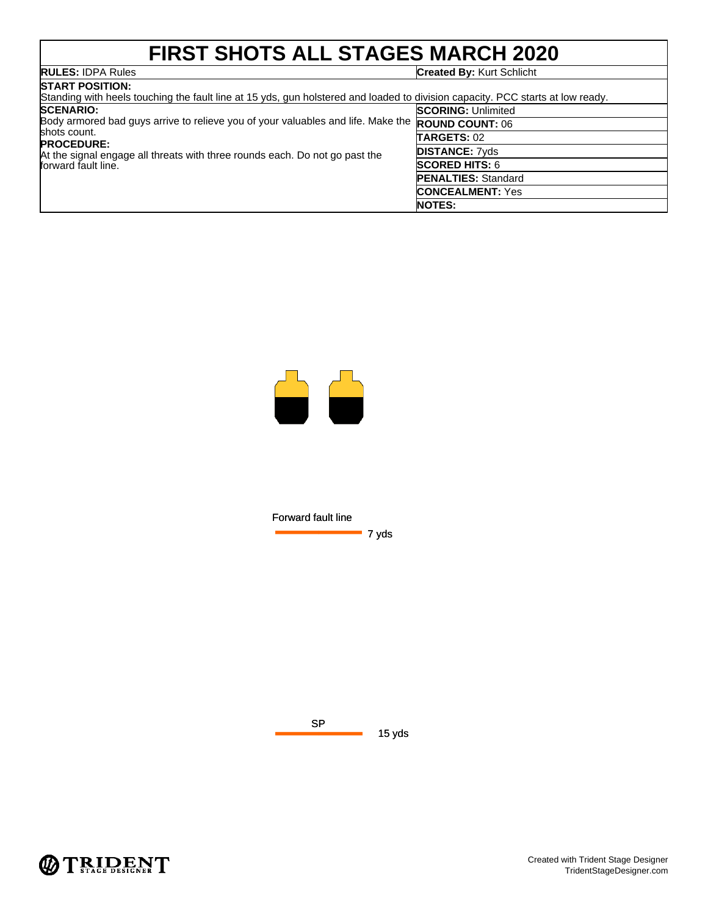# FIRST SHOTS ALL STAGES MARCH 2020

**RULES:** IDPA Rules

**Created By:** Kurt Schlicht

**START POSITION:**
Standing with heels touching the fault line at 15 yds, gun holstered and loaded to division capacity. PCC starts at low ready.

**SCENARIO:**
Body armored bad guys arrive to relieve you of your valuables and life. Make the shots count.

**PROCEDURE:**
At the signal engage all threats with three rounds each. Do not go past the forward fault line.

**SCORING:** Unlimited
**ROUND COUNT:** 06
**TARGETS:** 02
**DISTANCE:** 7yds
**SCORED HITS:** 6
**PENALTIES:** Standard
**CONCEALMENT:** Yes
**NOTES:**

Forward fault line

7 yds

SP

15 yds

Created with Trident Stage Designer
TridentStageDesigner.com